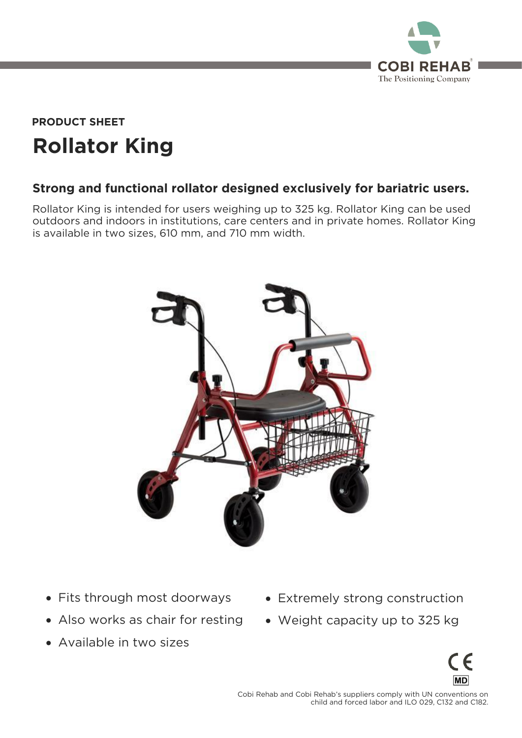PRODUCT SHEET

# Rollator King

## Strong and functional rollator designed exclusively for bariatric users.

Rollator King is intended for users weighing up to 325 kg. Rollator King can be used outdoors and indoors in institutions, care centers and in private homes. Rollator King is available in two sizes, 610 mm, and 710 mm width.

- Fits through most doorways
- Also works as chair for resting
- Available in two sizes
- Extremely strong construction
- Weight capacity up to 325 kg

Cobi Rehab and Cobi Rehab's suppliers comply with UN conventions on child and forced labor and ILO 029, C132 and C182.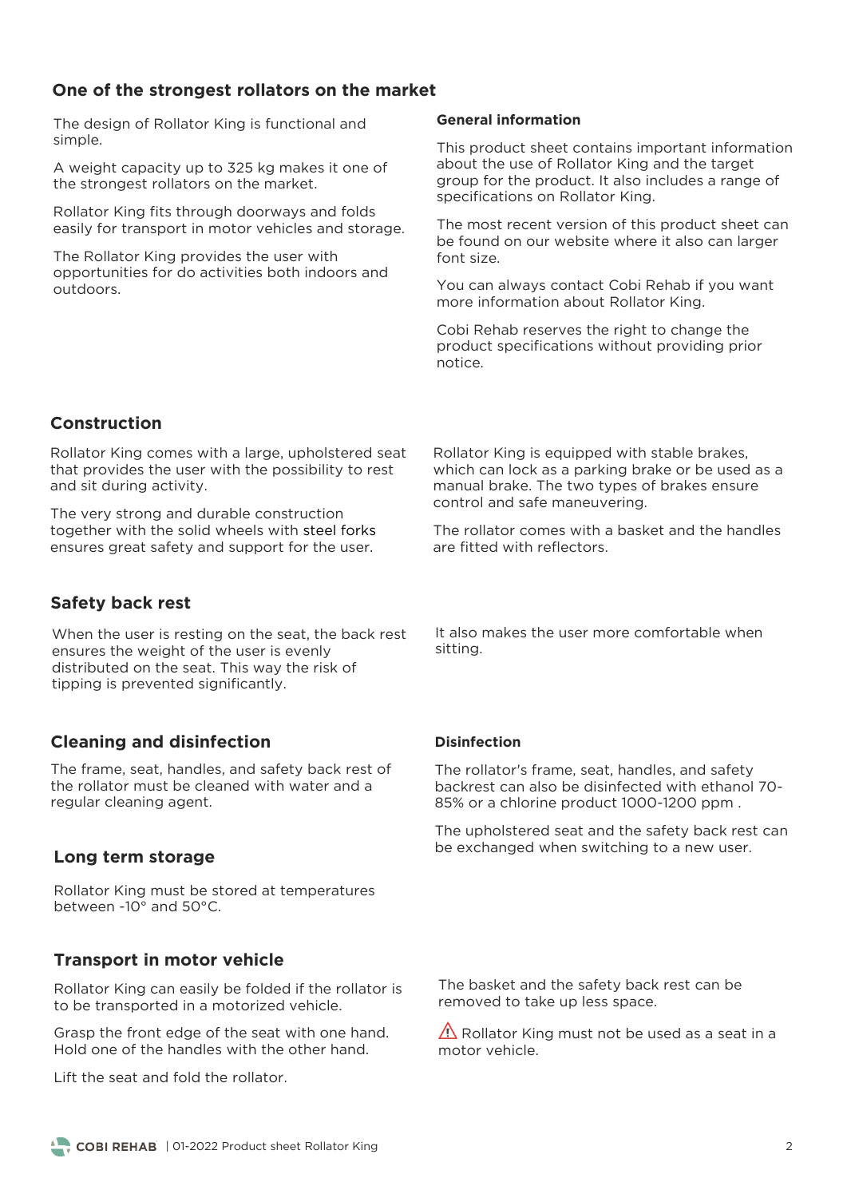## One of the strongest rollators on the market

The design of Rollator King is functional and simple.

A weight capacity up to 325 kg makes it one of the strongest rollators on the market.

Rollator King fits through doorways and folds easily for transport in motor vehicles and storage.

The Rollator King provides the user with opportunities for do activities both indoors and outdoors.

### General information

This product sheet contains important information about the use of Rollator King and the target group for the product. It also includes a range of specifications on Rollator King.

The most recent version of this product sheet can be found on our website where it also can larger font size.

You can always contact Cobi Rehab if you want more information about Rollator King.

Cobi Rehab reserves the right to change the product specifications without providing prior notice.

## Construction

Rollator King comes with a large, upholstered seat that provides the user with the possibility to rest and sit during activity.

The very strong and durable construction together with the solid wheels with steel forks ensures great safety and support for the user.

Rollator King is equipped with stable brakes, which can lock as a parking brake or be used as a manual brake. The two types of brakes ensure control and safe maneuvering.

The rollator comes with a basket and the handles are fitted with reflectors.

## Safety back rest

When the user is resting on the seat, the back rest ensures the weight of the user is evenly distributed on the seat. This way the risk of tipping is prevented significantly.

It also makes the user more comfortable when sitting.

## Cleaning and disinfection

The frame, seat, handles, and safety back rest of the rollator must be cleaned with water and a regular cleaning agent.

### Disinfection

The rollator's frame, seat, handles, and safety backrest can also be disinfected with ethanol 70-85% or a chlorine product 1000-1200 ppm .

The upholstered seat and the safety back rest can be exchanged when switching to a new user.

## Long term storage

Rollator King must be stored at temperatures between -10° and 50°C.

## Transport in motor vehicle

Rollator King can easily be folded if the rollator is to be transported in a motorized vehicle.

Grasp the front edge of the seat with one hand. Hold one of the handles with the other hand.

Lift the seat and fold the rollator.

The basket and the safety back rest can be removed to take up less space.

⚠ Rollator King must not be used as a seat in a motor vehicle.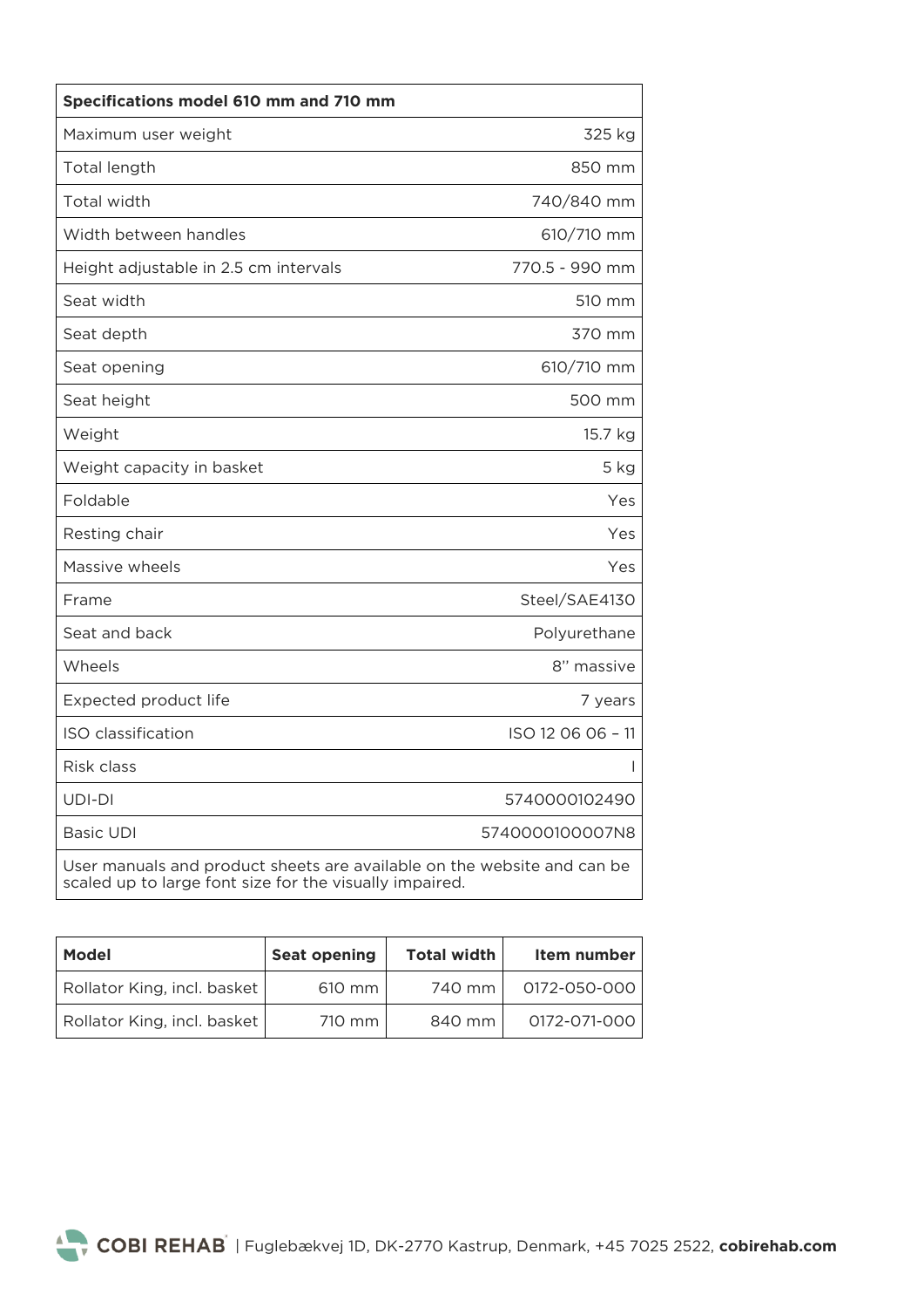| Specifications model 610 mm and 710 mm | |
|---|---|
| Maximum user weight | 325 kg |
| Total length | 850 mm |
| Total width | 740/840 mm |
| Width between handles | 610/710 mm |
| Height adjustable in 2.5 cm intervals | 770.5 - 990 mm |
| Seat width | 510 mm |
| Seat depth | 370 mm |
| Seat opening | 610/710 mm |
| Seat height | 500 mm |
| Weight | 15.7 kg |
| Weight capacity in basket | 5 kg |
| Foldable | Yes |
| Resting chair | Yes |
| Massive wheels | Yes |
| Frame | Steel/SAE4130 |
| Seat and back | Polyurethane |
| Wheels | 8" massive |
| Expected product life | 7 years |
| ISO classification | ISO 12 06 06 – 11 |
| Risk class | I |
| UDI-DI | 5740000102490 |
| Basic UDI | 5740000100007N8 |
| User manuals and product sheets are available on the website and can be scaled up to large font size for the visually impaired. | |

| Model | Seat opening | Total width | Item number |
|---|---|---|---|
| Rollator King, incl. basket | 610 mm | 740 mm | 0172-050-000 |
| Rollator King, incl. basket | 710 mm | 840 mm | 0172-071-000 |

COBI REHAB | Fuglebækvej 1D, DK-2770 Kastrup, Denmark, +45 7025 2522, **cobirehab.com**